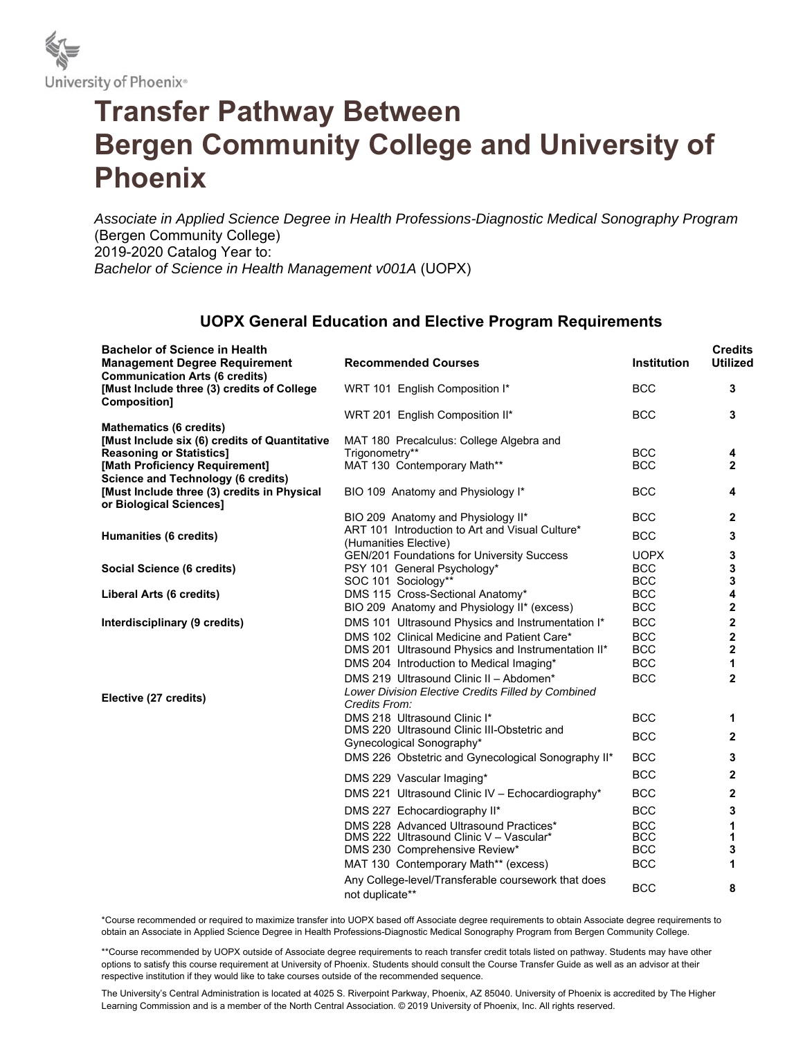University of Phoenix®

# Transfer Pathway Between Bergen Community College and University of Phoenix

*Associate in Applied Science Degree in Health Professions-Diagnostic Medical Sonography Program* (Bergen Community College)
2019-2020 Catalog Year to:
*Bachelor of Science in Health Management v001A* (UOPX)

## UOPX General Education and Elective Program Requirements

| Bachelor of Science in Health Management Degree Requirement | Recommended Courses | Institution | Credits Utilized |
|---|---|---|---|
| **Communication Arts (6 credits) [Must Include three (3) credits of College Composition]** | WRT 101 English Composition I* | BCC | 3 |
| | WRT 201 English Composition II* | BCC | 3 |
| **Mathematics (6 credits) [Must Include six (6) credits of Quantitative Reasoning or Statistics]** | MAT 180 Precalculus: College Algebra and Trigonometry** | BCC | 4 |
| **[Math Proficiency Requirement]** | MAT 130 Contemporary Math** | BCC | 2 |
| **Science and Technology (6 credits) [Must Include three (3) credits in Physical or Biological Sciences]** | BIO 109 Anatomy and Physiology I* | BCC | 4 |
| | BIO 209 Anatomy and Physiology II* | BCC | 2 |
| **Humanities (6 credits)** | ART 101 Introduction to Art and Visual Culture* (Humanities Elective) | BCC | 3 |
| | GEN/201 Foundations for University Success | UOPX | 3 |
| **Social Science (6 credits)** | PSY 101 General Psychology* | BCC | 3 |
| | SOC 101 Sociology** | BCC | 3 |
| **Liberal Arts (6 credits)** | DMS 115 Cross-Sectional Anatomy* | BCC | 4 |
| | BIO 209 Anatomy and Physiology II* (excess) | BCC | 2 |
| **Interdisciplinary (9 credits)** | DMS 101 Ultrasound Physics and Instrumentation I* | BCC | 2 |
| | DMS 102 Clinical Medicine and Patient Care* | BCC | 2 |
| | DMS 201 Ultrasound Physics and Instrumentation II* | BCC | 2 |
| | DMS 204 Introduction to Medical Imaging* | BCC | 1 |
| | DMS 219 Ultrasound Clinic II – Abdomen* | BCC | 2 |
| **Elective (27 credits)** | *Lower Division Elective Credits Filled by Combined Credits From:* | | |
| | DMS 218 Ultrasound Clinic I* | BCC | 1 |
| | DMS 220 Ultrasound Clinic III-Obstetric and Gynecological Sonography* | BCC | 2 |
| | DMS 226 Obstetric and Gynecological Sonography II* | BCC | 3 |
| | DMS 229 Vascular Imaging* | BCC | 2 |
| | DMS 221 Ultrasound Clinic IV – Echocardiography* | BCC | 2 |
| | DMS 227 Echocardiography II* | BCC | 3 |
| | DMS 228 Advanced Ultrasound Practices* | BCC | 1 |
| | DMS 222 Ultrasound Clinic V – Vascular* | BCC | 1 |
| | DMS 230 Comprehensive Review* | BCC | 3 |
| | MAT 130 Contemporary Math** (excess) | BCC | 1 |
| | Any College-level/Transferable coursework that does not duplicate** | BCC | 8 |

*Course recommended or required to maximize transfer into UOPX based off Associate degree requirements to obtain Associate degree requirements to obtain an Associate in Applied Science Degree in Health Professions-Diagnostic Medical Sonography Program from Bergen Community College.

**Course recommended by UOPX outside of Associate degree requirements to reach transfer credit totals listed on pathway. Students may have other options to satisfy this course requirement at University of Phoenix. Students should consult the Course Transfer Guide as well as an advisor at their respective institution if they would like to take courses outside of the recommended sequence.

The University's Central Administration is located at 4025 S. Riverpoint Parkway, Phoenix, AZ 85040. University of Phoenix is accredited by The Higher Learning Commission and is a member of the North Central Association. © 2019 University of Phoenix, Inc. All rights reserved.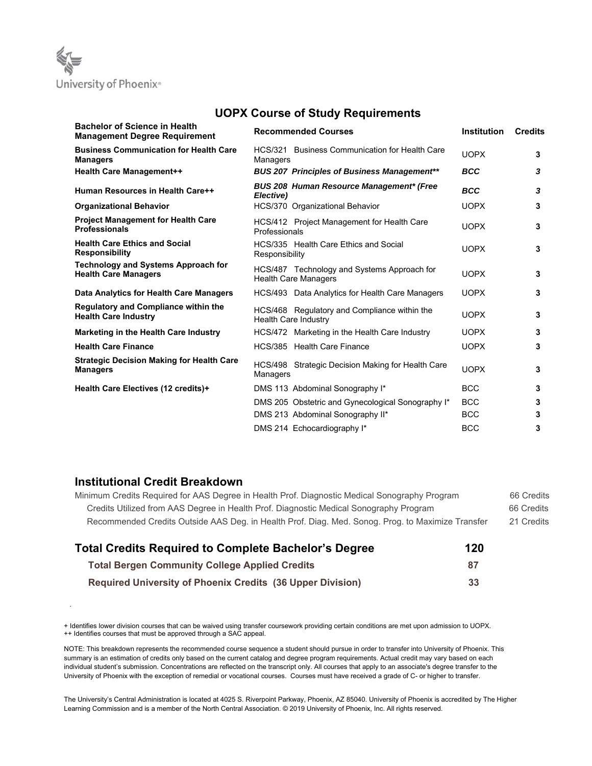University of Phoenix®

## UOPX Course of Study Requirements

| Bachelor of Science in Health Management Degree Requirement | Recommended Courses | Institution | Credits |
|---|---|---|---|
| **Business Communication for Health Care Managers** | HCS/321 Business Communication for Health Care Managers | UOPX | 3 |
| **Health Care Management++** | ***BUS 207 Principles of Business Management**** | ***BCC*** | ***3*** |
| **Human Resources in Health Care++** | ***BUS 208 Human Resource Management* (Free Elective)*** | ***BCC*** | ***3*** |
| **Organizational Behavior** | HCS/370 Organizational Behavior | UOPX | 3 |
| **Project Management for Health Care Professionals** | HCS/412 Project Management for Health Care Professionals | UOPX | 3 |
| **Health Care Ethics and Social Responsibility** | HCS/335 Health Care Ethics and Social Responsibility | UOPX | 3 |
| **Technology and Systems Approach for Health Care Managers** | HCS/487 Technology and Systems Approach for Health Care Managers | UOPX | 3 |
| **Data Analytics for Health Care Managers** | HCS/493 Data Analytics for Health Care Managers | UOPX | 3 |
| **Regulatory and Compliance within the Health Care Industry** | HCS/468 Regulatory and Compliance within the Health Care Industry | UOPX | 3 |
| **Marketing in the Health Care Industry** | HCS/472 Marketing in the Health Care Industry | UOPX | 3 |
| **Health Care Finance** | HCS/385 Health Care Finance | UOPX | 3 |
| **Strategic Decision Making for Health Care Managers** | HCS/498 Strategic Decision Making for Health Care Managers | UOPX | 3 |
| **Health Care Electives (12 credits)+** | DMS 113 Abdominal Sonography I* | BCC | 3 |
| | DMS 205 Obstetric and Gynecological Sonography I* | BCC | 3 |
| | DMS 213 Abdominal Sonography II* | BCC | 3 |
| | DMS 214 Echocardiography I* | BCC | 3 |

### Institutional Credit Breakdown

| | |
|---|---|
| Minimum Credits Required for AAS Degree in Health Prof. Diagnostic Medical Sonography Program | 66 Credits |
| Credits Utilized from AAS Degree in Health Prof. Diagnostic Medical Sonography Program | 66 Credits |
| Recommended Credits Outside AAS Deg. in Health Prof. Diag. Med. Sonog. Prog. to Maximize Transfer | 21 Credits |

| | |
|---|---|
| **Total Credits Required to Complete Bachelor's Degree** | **120** |
| **Total Bergen Community College Applied Credits** | **87** |
| **Required University of Phoenix Credits (36 Upper Division)** | **33** |

+ Identifies lower division courses that can be waived using transfer coursework providing certain conditions are met upon admission to UOPX.
++ Identifies courses that must be approved through a SAC appeal.

NOTE: This breakdown represents the recommended course sequence a student should pursue in order to transfer into University of Phoenix. This summary is an estimation of credits only based on the current catalog and degree program requirements. Actual credit may vary based on each individual student's submission. Concentrations are reflected on the transcript only. All courses that apply to an associate's degree transfer to the University of Phoenix with the exception of remedial or vocational courses. Courses must have received a grade of C- or higher to transfer.

The University's Central Administration is located at 4025 S. Riverpoint Parkway, Phoenix, AZ 85040. University of Phoenix is accredited by The Higher Learning Commission and is a member of the North Central Association. © 2019 University of Phoenix, Inc. All rights reserved.